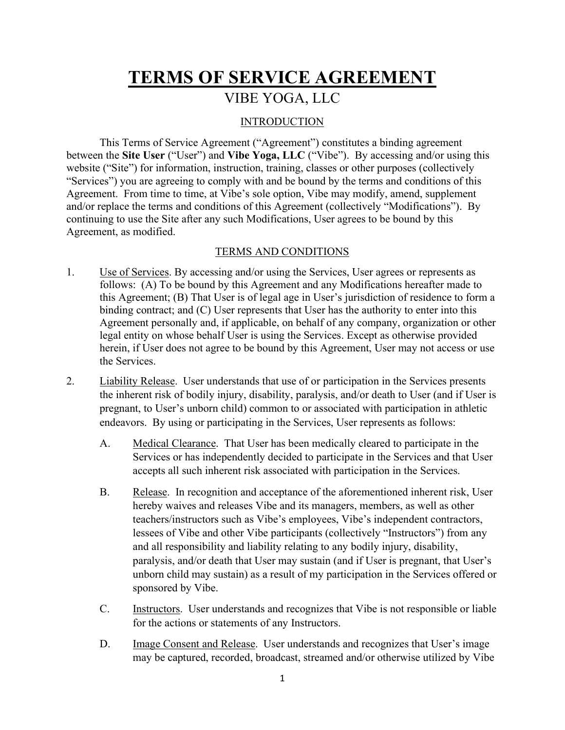# TERMS OF SERVICE AGREEMENT

## VIBE YOGA, LLC

### INTRODUCTION

This Terms of Service Agreement ("Agreement") constitutes a binding agreement between the **Site User** ("User") and **Vibe Yoga, LLC** ("Vibe"). By accessing and/or using this website ("Site") for information, instruction, training, classes or other purposes (collectively "Services") you are agreeing to comply with and be bound by the terms and conditions of this Agreement. From time to time, at Vibe's sole option, Vibe may modify, amend, supplement and/or replace the terms and conditions of this Agreement (collectively "Modifications"). By continuing to use the Site after any such Modifications, User agrees to be bound by this Agreement, as modified.

### TERMS AND CONDITIONS

1. Use of Services. By accessing and/or using the Services, User agrees or represents as follows: (A) To be bound by this Agreement and any Modifications hereafter made to this Agreement; (B) That User is of legal age in User's jurisdiction of residence to form a binding contract; and (C) User represents that User has the authority to enter into this Agreement personally and, if applicable, on behalf of any company, organization or other legal entity on whose behalf User is using the Services. Except as otherwise provided herein, if User does not agree to be bound by this Agreement, User may not access or use the Services.

2. Liability Release. User understands that use of or participation in the Services presents the inherent risk of bodily injury, disability, paralysis, and/or death to User (and if User is pregnant, to User's unborn child) common to or associated with participation in athletic endeavors. By using or participating in the Services, User represents as follows:

   A. Medical Clearance. That User has been medically cleared to participate in the Services or has independently decided to participate in the Services and that User accepts all such inherent risk associated with participation in the Services.

   B. Release. In recognition and acceptance of the aforementioned inherent risk, User hereby waives and releases Vibe and its managers, members, as well as other teachers/instructors such as Vibe's employees, Vibe's independent contractors, lessees of Vibe and other Vibe participants (collectively "Instructors") from any and all responsibility and liability relating to any bodily injury, disability, paralysis, and/or death that User may sustain (and if User is pregnant, that User's unborn child may sustain) as a result of my participation in the Services offered or sponsored by Vibe.

   C. Instructors. User understands and recognizes that Vibe is not responsible or liable for the actions or statements of any Instructors.

   D. Image Consent and Release. User understands and recognizes that User's image may be captured, recorded, broadcast, streamed and/or otherwise utilized by Vibe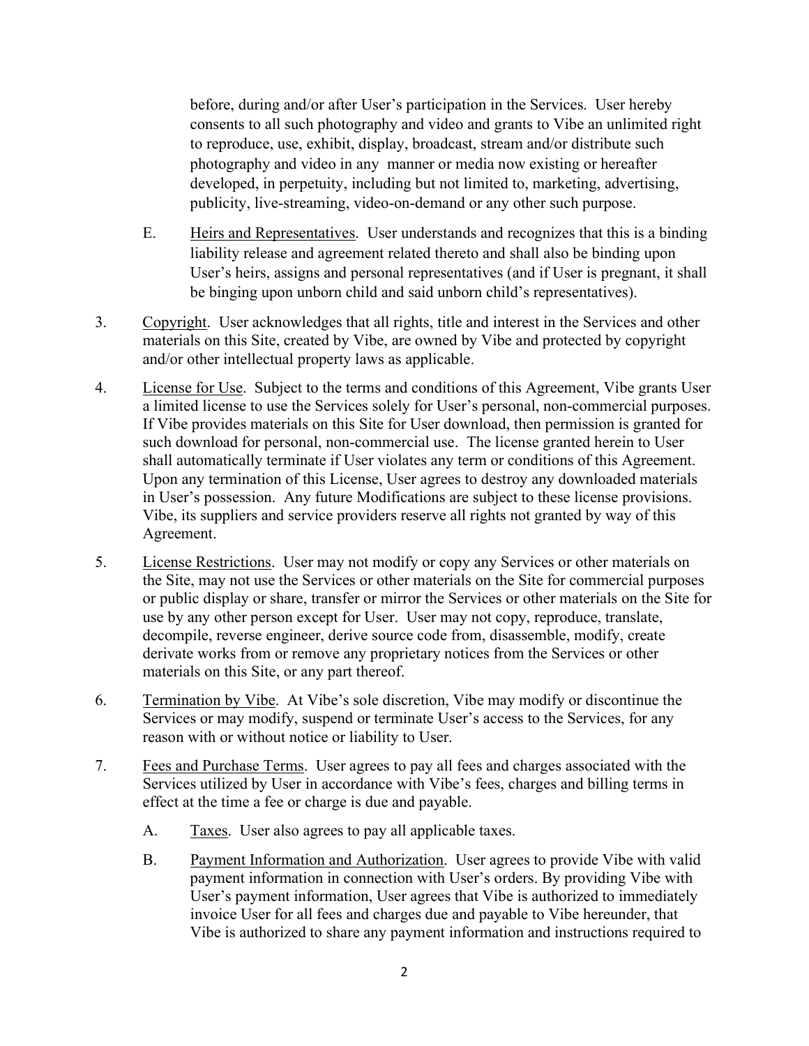before, during and/or after User's participation in the Services. User hereby consents to all such photography and video and grants to Vibe an unlimited right to reproduce, use, exhibit, display, broadcast, stream and/or distribute such photography and video in any manner or media now existing or hereafter developed, in perpetuity, including but not limited to, marketing, advertising, publicity, live-streaming, video-on-demand or any other such purpose.

E. Heirs and Representatives. User understands and recognizes that this is a binding liability release and agreement related thereto and shall also be binding upon User's heirs, assigns and personal representatives (and if User is pregnant, it shall be binging upon unborn child and said unborn child's representatives).

3. Copyright. User acknowledges that all rights, title and interest in the Services and other materials on this Site, created by Vibe, are owned by Vibe and protected by copyright and/or other intellectual property laws as applicable.

4. License for Use. Subject to the terms and conditions of this Agreement, Vibe grants User a limited license to use the Services solely for User's personal, non-commercial purposes. If Vibe provides materials on this Site for User download, then permission is granted for such download for personal, non-commercial use. The license granted herein to User shall automatically terminate if User violates any term or conditions of this Agreement. Upon any termination of this License, User agrees to destroy any downloaded materials in User's possession. Any future Modifications are subject to these license provisions. Vibe, its suppliers and service providers reserve all rights not granted by way of this Agreement.

5. License Restrictions. User may not modify or copy any Services or other materials on the Site, may not use the Services or other materials on the Site for commercial purposes or public display or share, transfer or mirror the Services or other materials on the Site for use by any other person except for User. User may not copy, reproduce, translate, decompile, reverse engineer, derive source code from, disassemble, modify, create derivate works from or remove any proprietary notices from the Services or other materials on this Site, or any part thereof.

6. Termination by Vibe. At Vibe's sole discretion, Vibe may modify or discontinue the Services or may modify, suspend or terminate User's access to the Services, for any reason with or without notice or liability to User.

7. Fees and Purchase Terms. User agrees to pay all fees and charges associated with the Services utilized by User in accordance with Vibe's fees, charges and billing terms in effect at the time a fee or charge is due and payable.

A. Taxes. User also agrees to pay all applicable taxes.

B. Payment Information and Authorization. User agrees to provide Vibe with valid payment information in connection with User's orders. By providing Vibe with User's payment information, User agrees that Vibe is authorized to immediately invoice User for all fees and charges due and payable to Vibe hereunder, that Vibe is authorized to share any payment information and instructions required to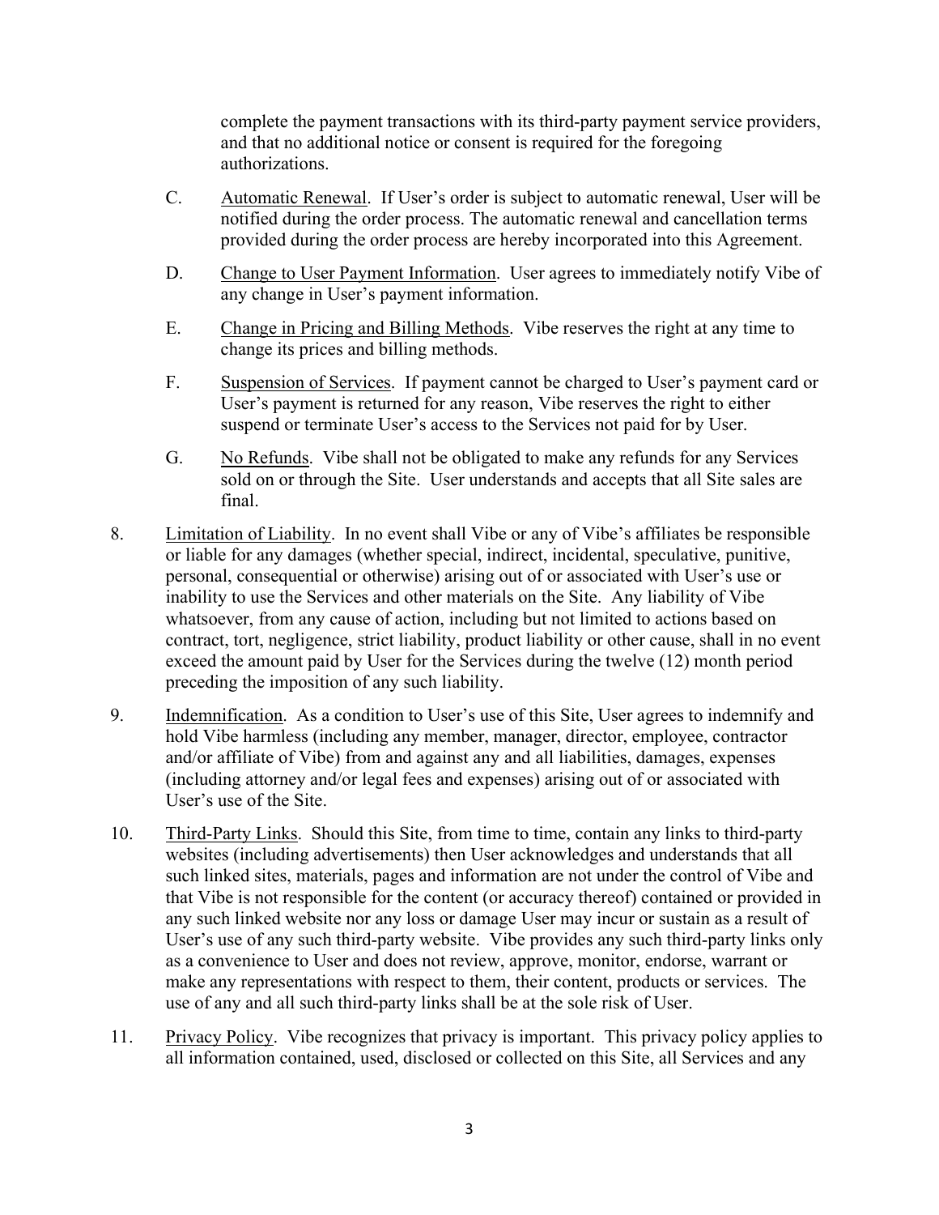complete the payment transactions with its third-party payment service providers, and that no additional notice or consent is required for the foregoing authorizations.

C. Automatic Renewal. If User's order is subject to automatic renewal, User will be notified during the order process. The automatic renewal and cancellation terms provided during the order process are hereby incorporated into this Agreement.

D. Change to User Payment Information. User agrees to immediately notify Vibe of any change in User's payment information.

E. Change in Pricing and Billing Methods. Vibe reserves the right at any time to change its prices and billing methods.

F. Suspension of Services. If payment cannot be charged to User's payment card or User's payment is returned for any reason, Vibe reserves the right to either suspend or terminate User's access to the Services not paid for by User.

G. No Refunds. Vibe shall not be obligated to make any refunds for any Services sold on or through the Site. User understands and accepts that all Site sales are final.

8. Limitation of Liability. In no event shall Vibe or any of Vibe's affiliates be responsible or liable for any damages (whether special, indirect, incidental, speculative, punitive, personal, consequential or otherwise) arising out of or associated with User's use or inability to use the Services and other materials on the Site. Any liability of Vibe whatsoever, from any cause of action, including but not limited to actions based on contract, tort, negligence, strict liability, product liability or other cause, shall in no event exceed the amount paid by User for the Services during the twelve (12) month period preceding the imposition of any such liability.

9. Indemnification. As a condition to User's use of this Site, User agrees to indemnify and hold Vibe harmless (including any member, manager, director, employee, contractor and/or affiliate of Vibe) from and against any and all liabilities, damages, expenses (including attorney and/or legal fees and expenses) arising out of or associated with User's use of the Site.

10. Third-Party Links. Should this Site, from time to time, contain any links to third-party websites (including advertisements) then User acknowledges and understands that all such linked sites, materials, pages and information are not under the control of Vibe and that Vibe is not responsible for the content (or accuracy thereof) contained or provided in any such linked website nor any loss or damage User may incur or sustain as a result of User's use of any such third-party website. Vibe provides any such third-party links only as a convenience to User and does not review, approve, monitor, endorse, warrant or make any representations with respect to them, their content, products or services. The use of any and all such third-party links shall be at the sole risk of User.

11. Privacy Policy. Vibe recognizes that privacy is important. This privacy policy applies to all information contained, used, disclosed or collected on this Site, all Services and any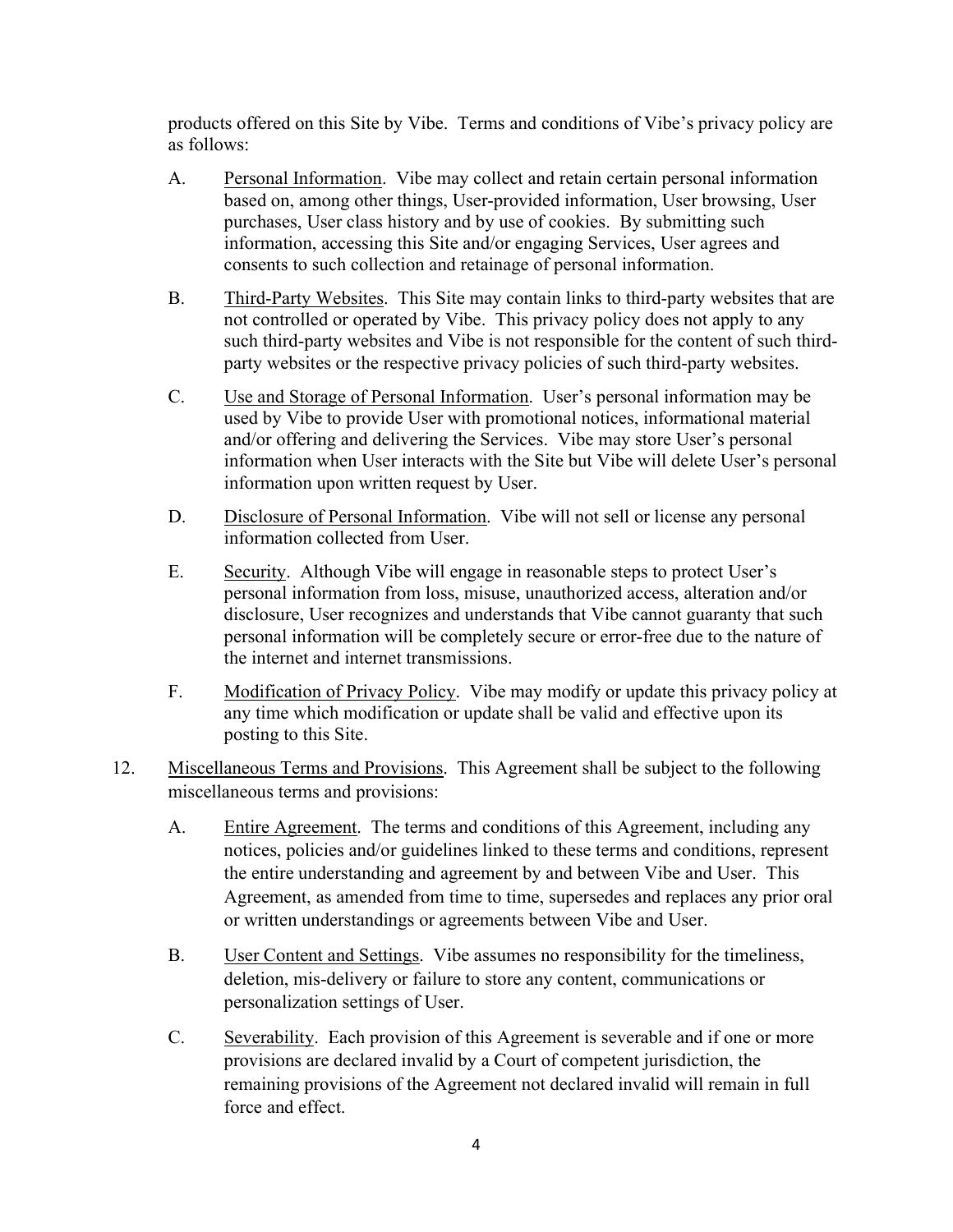products offered on this Site by Vibe. Terms and conditions of Vibe's privacy policy are as follows:

A. Personal Information. Vibe may collect and retain certain personal information based on, among other things, User-provided information, User browsing, User purchases, User class history and by use of cookies. By submitting such information, accessing this Site and/or engaging Services, User agrees and consents to such collection and retainage of personal information.

B. Third-Party Websites. This Site may contain links to third-party websites that are not controlled or operated by Vibe. This privacy policy does not apply to any such third-party websites and Vibe is not responsible for the content of such third-party websites or the respective privacy policies of such third-party websites.

C. Use and Storage of Personal Information. User's personal information may be used by Vibe to provide User with promotional notices, informational material and/or offering and delivering the Services. Vibe may store User's personal information when User interacts with the Site but Vibe will delete User's personal information upon written request by User.

D. Disclosure of Personal Information. Vibe will not sell or license any personal information collected from User.

E. Security. Although Vibe will engage in reasonable steps to protect User's personal information from loss, misuse, unauthorized access, alteration and/or disclosure, User recognizes and understands that Vibe cannot guaranty that such personal information will be completely secure or error-free due to the nature of the internet and internet transmissions.

F. Modification of Privacy Policy. Vibe may modify or update this privacy policy at any time which modification or update shall be valid and effective upon its posting to this Site.

12. Miscellaneous Terms and Provisions. This Agreement shall be subject to the following miscellaneous terms and provisions:

A. Entire Agreement. The terms and conditions of this Agreement, including any notices, policies and/or guidelines linked to these terms and conditions, represent the entire understanding and agreement by and between Vibe and User. This Agreement, as amended from time to time, supersedes and replaces any prior oral or written understandings or agreements between Vibe and User.

B. User Content and Settings. Vibe assumes no responsibility for the timeliness, deletion, mis-delivery or failure to store any content, communications or personalization settings of User.

C. Severability. Each provision of this Agreement is severable and if one or more provisions are declared invalid by a Court of competent jurisdiction, the remaining provisions of the Agreement not declared invalid will remain in full force and effect.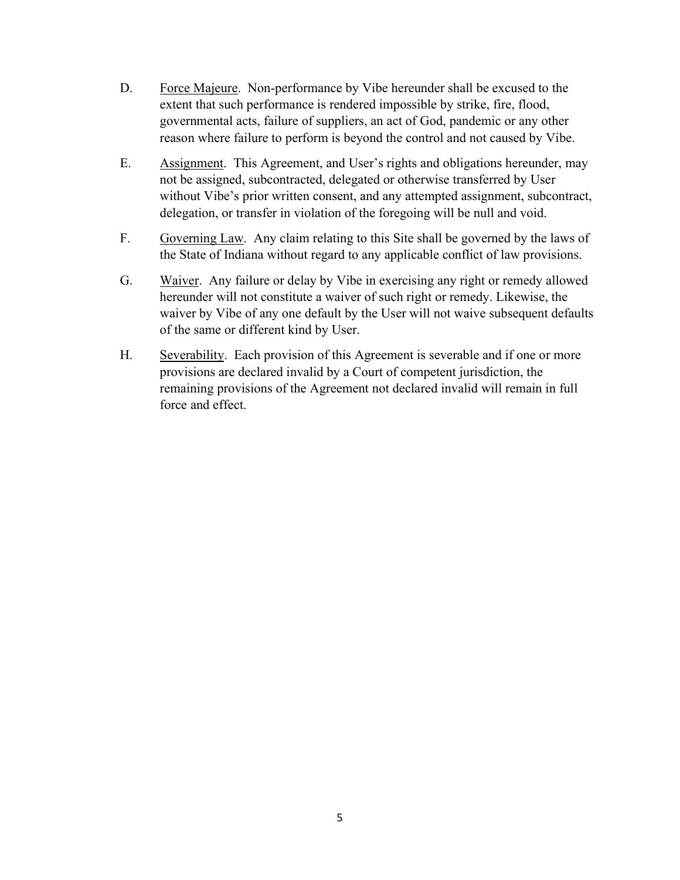D. Force Majeure. Non-performance by Vibe hereunder shall be excused to the extent that such performance is rendered impossible by strike, fire, flood, governmental acts, failure of suppliers, an act of God, pandemic or any other reason where failure to perform is beyond the control and not caused by Vibe.

E. Assignment. This Agreement, and User's rights and obligations hereunder, may not be assigned, subcontracted, delegated or otherwise transferred by User without Vibe's prior written consent, and any attempted assignment, subcontract, delegation, or transfer in violation of the foregoing will be null and void.

F. Governing Law. Any claim relating to this Site shall be governed by the laws of the State of Indiana without regard to any applicable conflict of law provisions.

G. Waiver. Any failure or delay by Vibe in exercising any right or remedy allowed hereunder will not constitute a waiver of such right or remedy. Likewise, the waiver by Vibe of any one default by the User will not waive subsequent defaults of the same or different kind by User.

H. Severability. Each provision of this Agreement is severable and if one or more provisions are declared invalid by a Court of competent jurisdiction, the remaining provisions of the Agreement not declared invalid will remain in full force and effect.